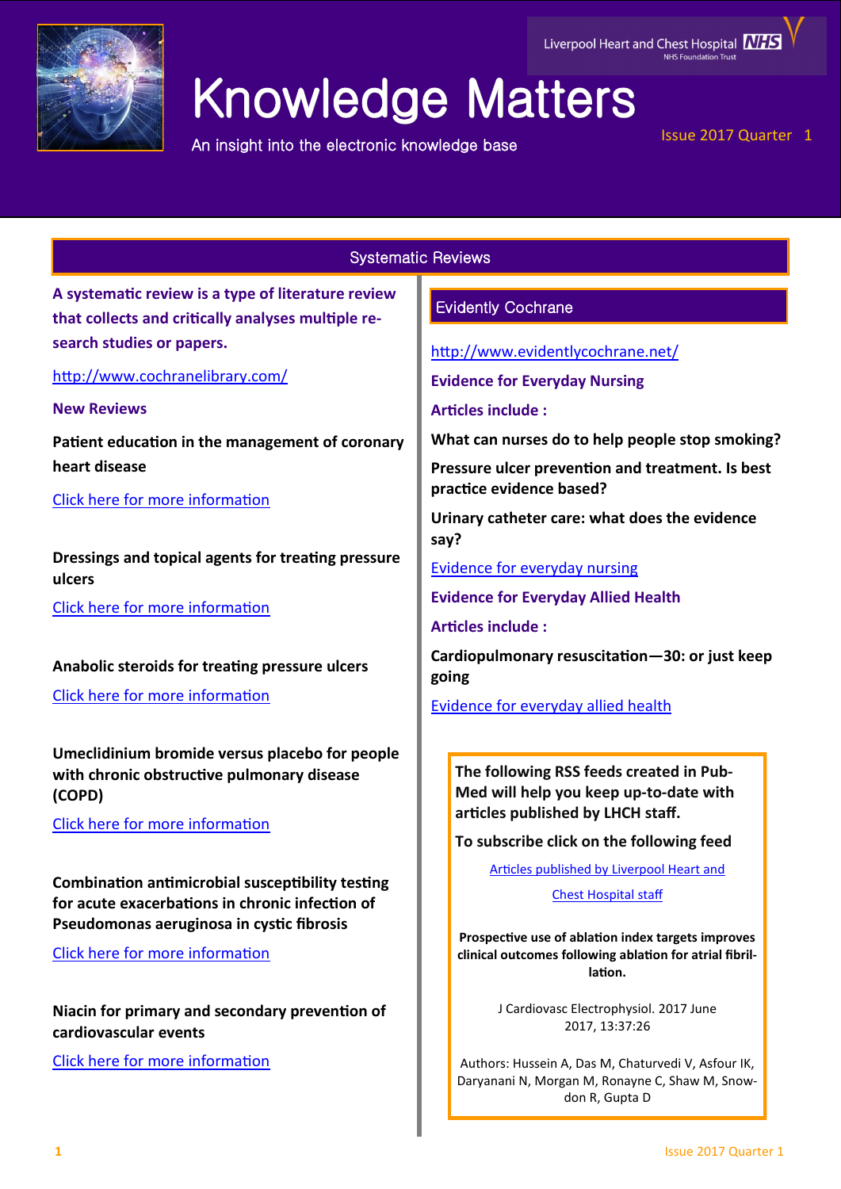# Knowledge Matters

An insight into the electronic knowledge base

Liverpool Heart and Chest Hospital NHS Foundation Trust

Issue 2017 Quarter 1

## Systematic Reviews

**A systematic review is a type of literature review that collects and critically analyses multiple research studies or papers.**

http://www.cochranelibrary.com/

**New Reviews**

**Patient education in the management of coronary heart disease**

Click here for more information

**Dressings and topical agents for treating pressure ulcers**

Click here for more information

**Anabolic steroids for treating pressure ulcers**

Click here for more information

**Umeclidinium bromide versus placebo for people with chronic obstructive pulmonary disease (COPD)**

Click here for more information

**Combination antimicrobial susceptibility testing for acute exacerbations in chronic infection of Pseudomonas aeruginosa in cystic fibrosis**

Click here for more information

**Niacin for primary and secondary prevention of cardiovascular events**

Click here for more information

### Evidently Cochrane

http://www.evidentlycochrane.net/

**Evidence for Everyday Nursing**

**Articles include :**

**What can nurses do to help people stop smoking?**

**Pressure ulcer prevention and treatment. Is best practice evidence based?**

**Urinary catheter care: what does the evidence say?**

Evidence for everyday nursing

**Evidence for Everyday Allied Health**

**Articles include :**

**Cardiopulmonary resuscitation—30: or just keep going**

Evidence for everyday allied health

**The following RSS feeds created in PubMed will help you keep up-to-date with articles published by LHCH staff.**

**To subscribe click on the following feed**

Articles published by Liverpool Heart and Chest Hospital staff

**Prospective use of ablation index targets improves clinical outcomes following ablation for atrial fibrillation.**

J Cardiovasc Electrophysiol. 2017 June 2017, 13:37:26

Authors: Hussein A, Das M, Chaturvedi V, Asfour IK, Daryanani N, Morgan M, Ronayne C, Shaw M, Snowdon R, Gupta D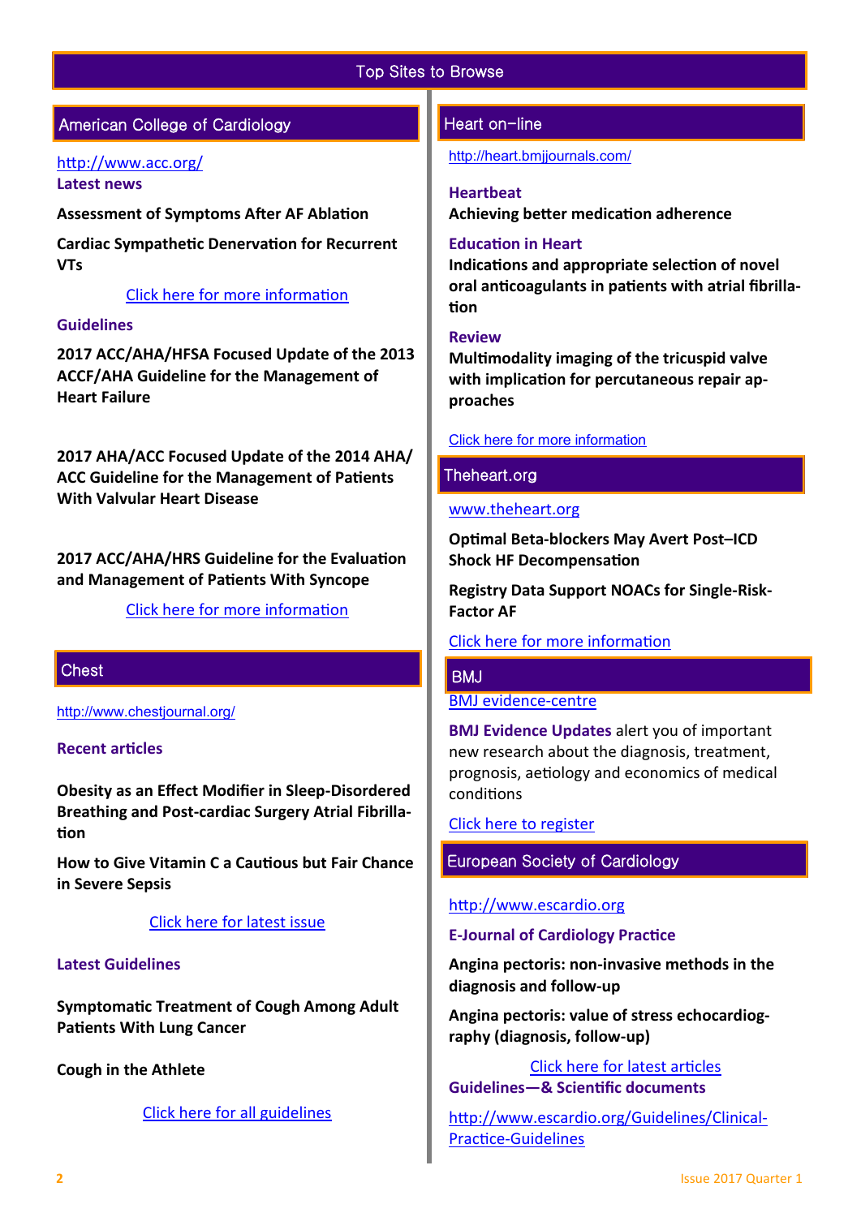# Top Sites to Browse

## American College of Cardiology

http://www.acc.org/

### Latest news

**Assessment of Symptoms After AF Ablation**

**Cardiac Sympathetic Denervation for Recurrent VTs**

Click here for more information

### Guidelines

**2017 ACC/AHA/HFSA Focused Update of the 2013 ACCF/AHA Guideline for the Management of Heart Failure**

**2017 AHA/ACC Focused Update of the 2014 AHA/ACC Guideline for the Management of Patients With Valvular Heart Disease**

**2017 ACC/AHA/HRS Guideline for the Evaluation and Management of Patients With Syncope**

Click here for more information

## Chest

http://www.chestjournal.org/

### Recent articles

**Obesity as an Effect Modifier in Sleep-Disordered Breathing and Post-cardiac Surgery Atrial Fibrillation**

**How to Give Vitamin C a Cautious but Fair Chance in Severe Sepsis**

Click here for latest issue

### Latest Guidelines

**Symptomatic Treatment of Cough Among Adult Patients With Lung Cancer**

**Cough in the Athlete**

Click here for all guidelines

## Heart on-line

http://heart.bmjjournals.com/

### Heartbeat

**Achieving better medication adherence**

### Education in Heart

**Indications and appropriate selection of novel oral anticoagulants in patients with atrial fibrillation**

### Review

**Multimodality imaging of the tricuspid valve with implication for percutaneous repair approaches**

Click here for more information

## Theheart.org

www.theheart.org

**Optimal Beta-blockers May Avert Post–ICD Shock HF Decompensation**

**Registry Data Support NOACs for Single-Risk-Factor AF**

Click here for more information

## BMJ

BMJ evidence-centre

**BMJ Evidence Updates** alert you of important new research about the diagnosis, treatment, prognosis, aetiology and economics of medical conditions

Click here to register

## European Society of Cardiology

http://www.escardio.org

### E-Journal of Cardiology Practice

**Angina pectoris: non-invasive methods in the diagnosis and follow-up**

**Angina pectoris: value of stress echocardiography (diagnosis, follow-up)**

Click here for latest articles

### Guidelines—& Scientific documents

http://www.escardio.org/Guidelines/Clinical-Practice-Guidelines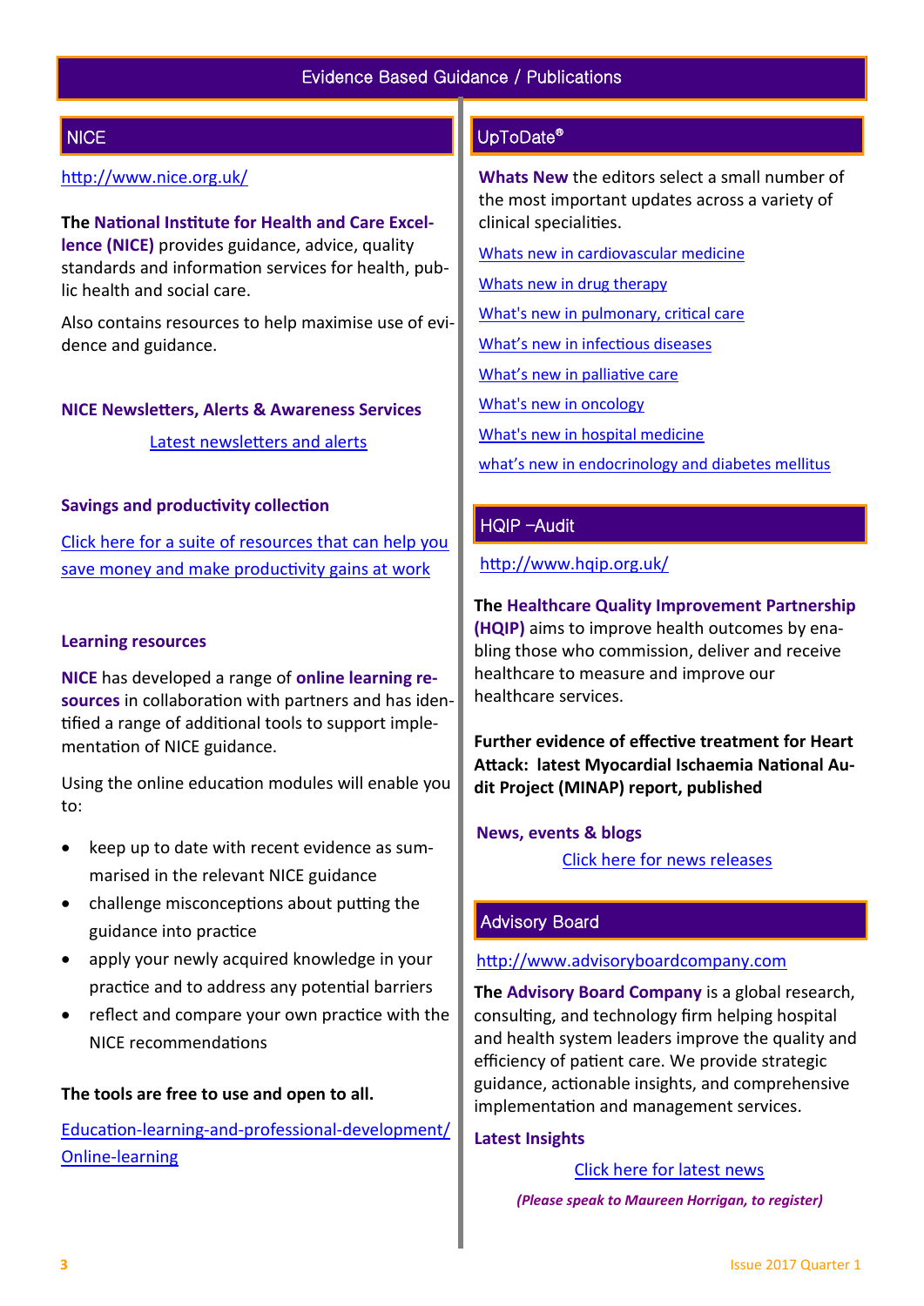# Evidence Based Guidance / Publications

## NICE

http://www.nice.org.uk/

**The National Institute for Health and Care Excellence (NICE)** provides guidance, advice, quality standards and information services for health, public health and social care.

Also contains resources to help maximise use of evidence and guidance.

### NICE Newsletters, Alerts & Awareness Services

Latest newsletters and alerts

### Savings and productivity collection

Click here for a suite of resources that can help you save money and make productivity gains at work

### Learning resources

**NICE** has developed a range of **online learning resources** in collaboration with partners and has identified a range of additional tools to support implementation of NICE guidance.

Using the online education modules will enable you to:

- keep up to date with recent evidence as summarised in the relevant NICE guidance
- challenge misconceptions about putting the guidance into practice
- apply your newly acquired knowledge in your practice and to address any potential barriers
- reflect and compare your own practice with the NICE recommendations

**The tools are free to use and open to all.**

Education-learning-and-professional-development/Online-learning

## UpToDate®

**Whats New** the editors select a small number of the most important updates across a variety of clinical specialities.

Whats new in cardiovascular medicine

Whats new in drug therapy

What's new in pulmonary, critical care

What's new in infectious diseases

What's new in palliative care

What's new in oncology

What's new in hospital medicine

what's new in endocrinology and diabetes mellitus

## HQIP –Audit

http://www.hqip.org.uk/

**The Healthcare Quality Improvement Partnership (HQIP)** aims to improve health outcomes by enabling those who commission, deliver and receive healthcare to measure and improve our healthcare services.

**Further evidence of effective treatment for Heart Attack: latest Myocardial Ischaemia National Audit Project (MINAP) report, published**

### News, events & blogs

Click here for news releases

## Advisory Board

http://www.advisoryboardcompany.com

**The Advisory Board Company** is a global research, consulting, and technology firm helping hospital and health system leaders improve the quality and efficiency of patient care. We provide strategic guidance, actionable insights, and comprehensive implementation and management services.

### Latest Insights

Click here for latest news

***(Please speak to Maureen Horrigan, to register)***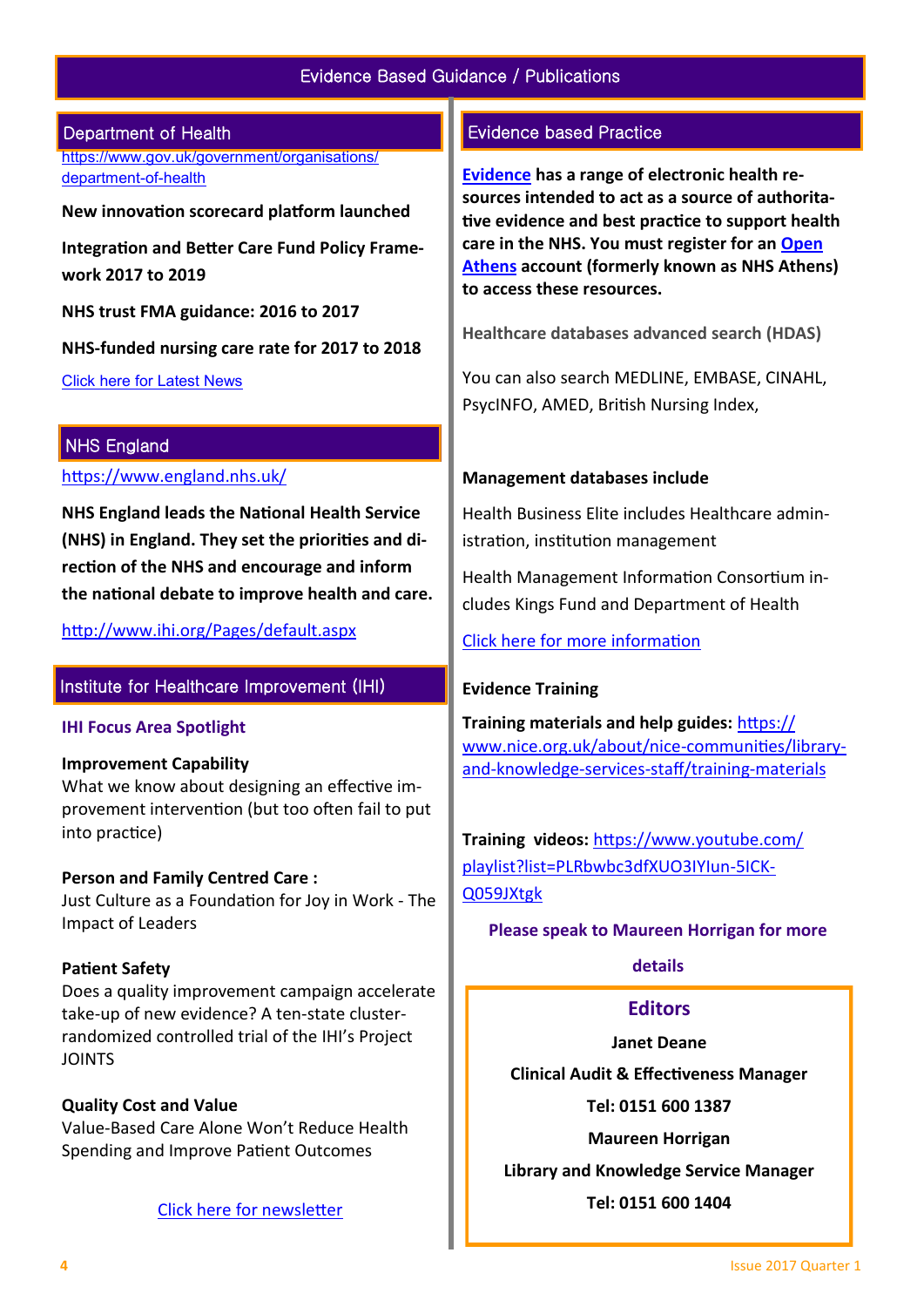# Evidence Based Guidance / Publications

## Department of Health

https://www.gov.uk/government/organisations/department-of-health

**New innovation scorecard platform launched**

**Integration and Better Care Fund Policy Framework 2017 to 2019**

**NHS trust FMA guidance: 2016 to 2017**

**NHS-funded nursing care rate for 2017 to 2018**

Click here for Latest News

## NHS England

https://www.england.nhs.uk/

**NHS England leads the National Health Service (NHS) in England. They set the priorities and direction of the NHS and encourage and inform the national debate to improve health and care.**

http://www.ihi.org/Pages/default.aspx

## Institute for Healthcare Improvement (IHI)

**IHI Focus Area Spotlight**

**Improvement Capability**
What we know about designing an effective improvement intervention (but too often fail to put into practice)

**Person and Family Centred Care :**
Just Culture as a Foundation for Joy in Work - The Impact of Leaders

**Patient Safety**
Does a quality improvement campaign accelerate take-up of new evidence? A ten-state cluster-randomized controlled trial of the IHI's Project JOINTS

**Quality Cost and Value**
Value-Based Care Alone Won't Reduce Health Spending and Improve Patient Outcomes

Click here for newsletter

## Evidence based Practice

**Evidence has a range of electronic health resources intended to act as a source of authoritative evidence and best practice to support health care in the NHS. You must register for an Open Athens account (formerly known as NHS Athens) to access these resources.**

**Healthcare databases advanced search (HDAS)**

You can also search MEDLINE, EMBASE, CINAHL, PsycINFO, AMED, British Nursing Index,

**Management databases include**

Health Business Elite includes Healthcare administration, institution management

Health Management Information Consortium includes Kings Fund and Department of Health

Click here for more information

**Evidence Training**

**Training materials and help guides:** https://www.nice.org.uk/about/nice-communities/library-and-knowledge-services-staff/training-materials

**Training videos:** https://www.youtube.com/playlist?list=PLRbwbc3dfXUO3IYIun-5ICK-Q059JXtgk

**Please speak to Maureen Horrigan for more details**

## Editors

**Janet Deane**

**Clinical Audit & Effectiveness Manager**

**Tel: 0151 600 1387**

**Maureen Horrigan**

**Library and Knowledge Service Manager**

**Tel: 0151 600 1404**